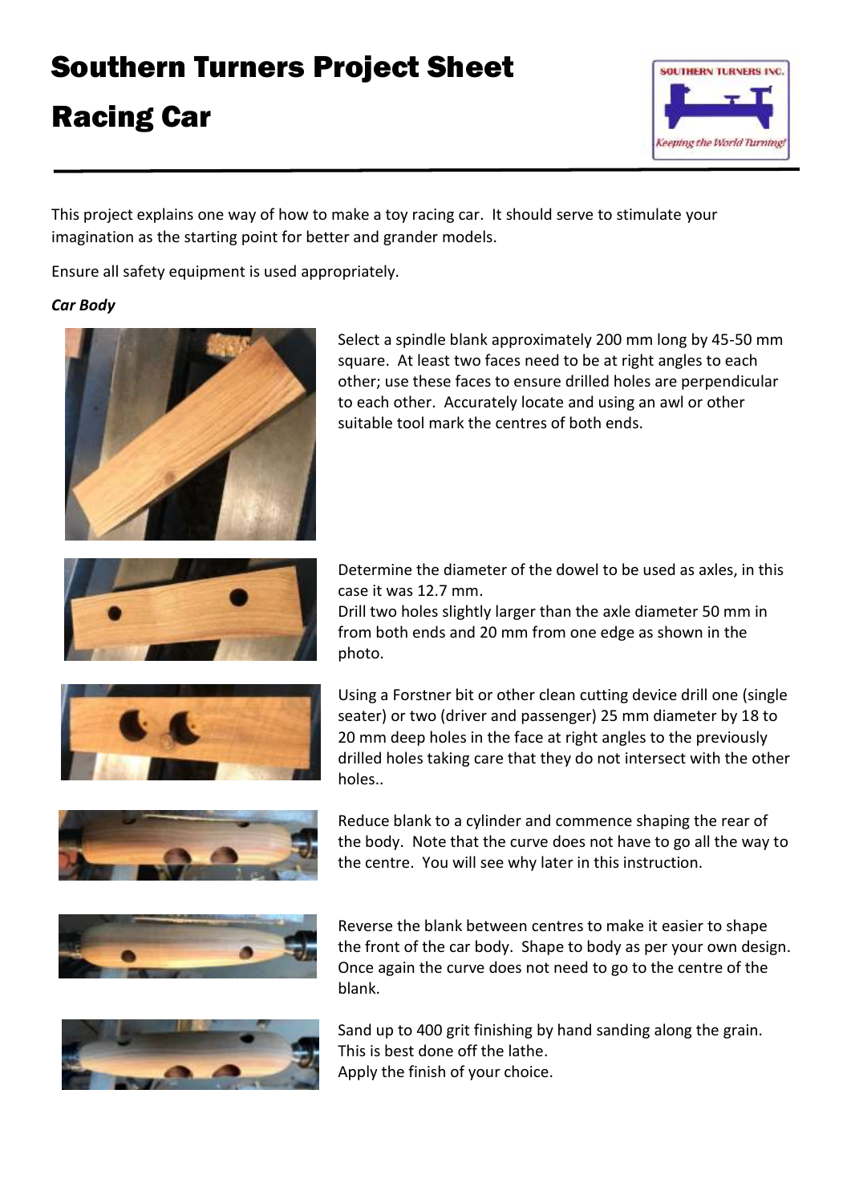# Southern Turners Project Sheet

# Racing Car

This project explains one way of how to make a toy racing car. It should serve to stimulate your imagination as the starting point for better and grander models.

Ensure all safety equipment is used appropriately.

***Car Body***

Select a spindle blank approximately 200 mm long by 45-50 mm square. At least two faces need to be at right angles to each other; use these faces to ensure drilled holes are perpendicular to each other. Accurately locate and using an awl or other suitable tool mark the centres of both ends.

Determine the diameter of the dowel to be used as axles, in this case it was 12.7 mm.
Drill two holes slightly larger than the axle diameter 50 mm in from both ends and 20 mm from one edge as shown in the photo.

Using a Forstner bit or other clean cutting device drill one (single seater) or two (driver and passenger) 25 mm diameter by 18 to 20 mm deep holes in the face at right angles to the previously drilled holes taking care that they do not intersect with the other holes..

Reduce blank to a cylinder and commence shaping the rear of the body. Note that the curve does not have to go all the way to the centre. You will see why later in this instruction.

Reverse the blank between centres to make it easier to shape the front of the car body. Shape to body as per your own design. Once again the curve does not need to go to the centre of the blank.

Sand up to 400 grit finishing by hand sanding along the grain. This is best done off the lathe.
Apply the finish of your choice.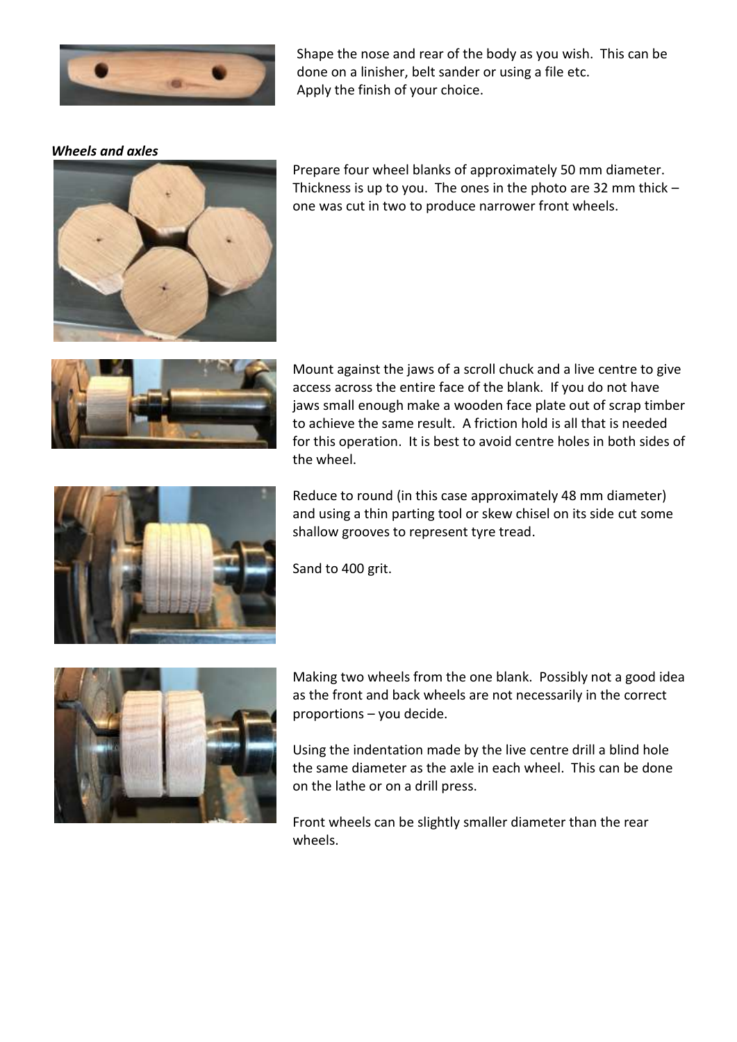Shape the nose and rear of the body as you wish. This can be done on a linisher, belt sander or using a file etc.
Apply the finish of your choice.

***Wheels and axles***

Prepare four wheel blanks of approximately 50 mm diameter. Thickness is up to you. The ones in the photo are 32 mm thick – one was cut in two to produce narrower front wheels.

Mount against the jaws of a scroll chuck and a live centre to give access across the entire face of the blank. If you do not have jaws small enough make a wooden face plate out of scrap timber to achieve the same result. A friction hold is all that is needed for this operation. It is best to avoid centre holes in both sides of the wheel.

Reduce to round (in this case approximately 48 mm diameter) and using a thin parting tool or skew chisel on its side cut some shallow grooves to represent tyre tread.

Sand to 400 grit.

Making two wheels from the one blank. Possibly not a good idea as the front and back wheels are not necessarily in the correct proportions – you decide.

Using the indentation made by the live centre drill a blind hole the same diameter as the axle in each wheel. This can be done on the lathe or on a drill press.

Front wheels can be slightly smaller diameter than the rear wheels.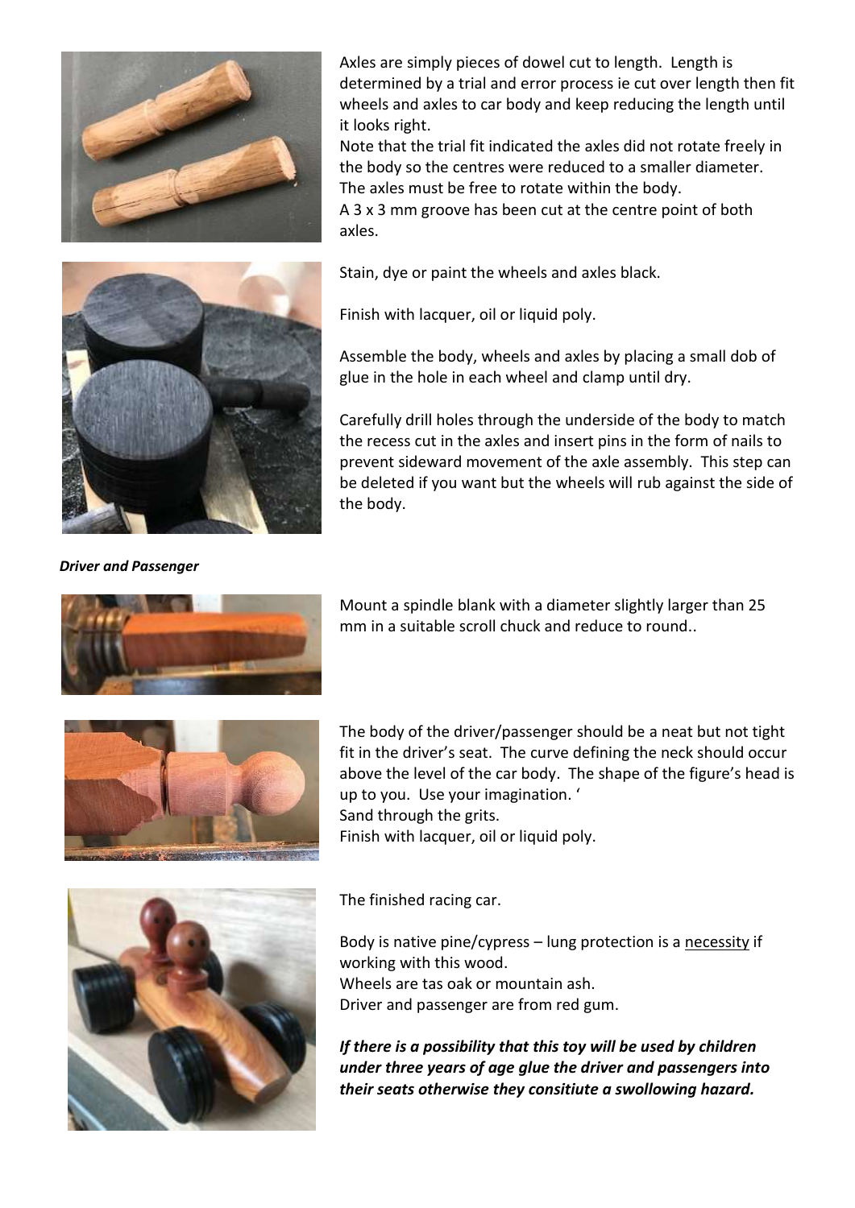Axles are simply pieces of dowel cut to length. Length is determined by a trial and error process ie cut over length then fit wheels and axles to car body and keep reducing the length until it looks right.
Note that the trial fit indicated the axles did not rotate freely in the body so the centres were reduced to a smaller diameter. The axles must be free to rotate within the body.
A 3 x 3 mm groove has been cut at the centre point of both axles.

Stain, dye or paint the wheels and axles black.

Finish with lacquer, oil or liquid poly.

Assemble the body, wheels and axles by placing a small dob of glue in the hole in each wheel and clamp until dry.

Carefully drill holes through the underside of the body to match the recess cut in the axles and insert pins in the form of nails to prevent sideward movement of the axle assembly. This step can be deleted if you want but the wheels will rub against the side of the body.

***Driver and Passenger***

Mount a spindle blank with a diameter slightly larger than 25 mm in a suitable scroll chuck and reduce to round..

The body of the driver/passenger should be a neat but not tight fit in the driver's seat. The curve defining the neck should occur above the level of the car body. The shape of the figure's head is up to you. Use your imagination. '
Sand through the grits.
Finish with lacquer, oil or liquid poly.

The finished racing car.

Body is native pine/cypress – lung protection is a necessity if working with this wood.
Wheels are tas oak or mountain ash.
Driver and passenger are from red gum.

***If there is a possibility that this toy will be used by children under three years of age glue the driver and passengers into their seats otherwise they consitiute a swollowing hazard.***